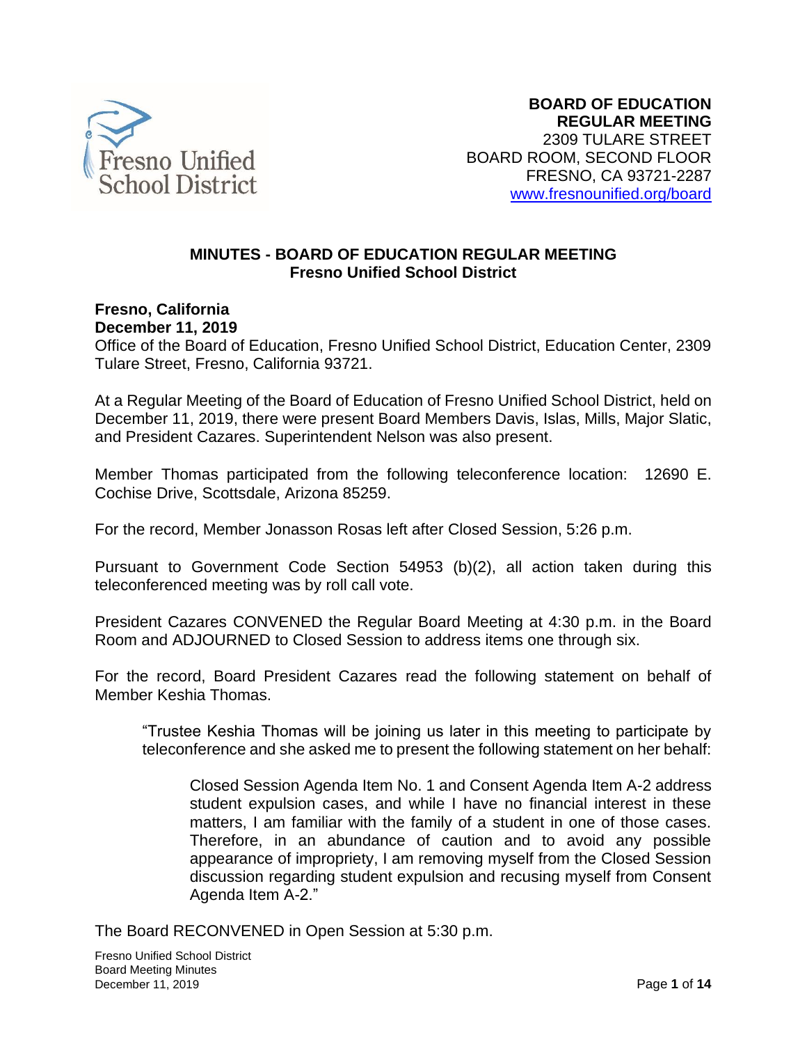**BOARD OF EDUCATION**
**REGULAR MEETING**
2309 TULARE STREET
BOARD ROOM, SECOND FLOOR
FRESNO, CA 93721-2287
www.fresnounified.org/board

# MINUTES - BOARD OF EDUCATION REGULAR MEETING
## Fresno Unified School District

**Fresno, California**
**December 11, 2019**
Office of the Board of Education, Fresno Unified School District, Education Center, 2309 Tulare Street, Fresno, California 93721.

At a Regular Meeting of the Board of Education of Fresno Unified School District, held on December 11, 2019, there were present Board Members Davis, Islas, Mills, Major Slatic, and President Cazares. Superintendent Nelson was also present.

Member Thomas participated from the following teleconference location: 12690 E. Cochise Drive, Scottsdale, Arizona 85259.

For the record, Member Jonasson Rosas left after Closed Session, 5:26 p.m.

Pursuant to Government Code Section 54953 (b)(2), all action taken during this teleconferenced meeting was by roll call vote.

President Cazares CONVENED the Regular Board Meeting at 4:30 p.m. in the Board Room and ADJOURNED to Closed Session to address items one through six.

For the record, Board President Cazares read the following statement on behalf of Member Keshia Thomas.

> "Trustee Keshia Thomas will be joining us later in this meeting to participate by teleconference and she asked me to present the following statement on her behalf:
>
> > Closed Session Agenda Item No. 1 and Consent Agenda Item A-2 address student expulsion cases, and while I have no financial interest in these matters, I am familiar with the family of a student in one of those cases. Therefore, in an abundance of caution and to avoid any possible appearance of impropriety, I am removing myself from the Closed Session discussion regarding student expulsion and recusing myself from Consent Agenda Item A-2."

The Board RECONVENED in Open Session at 5:30 p.m.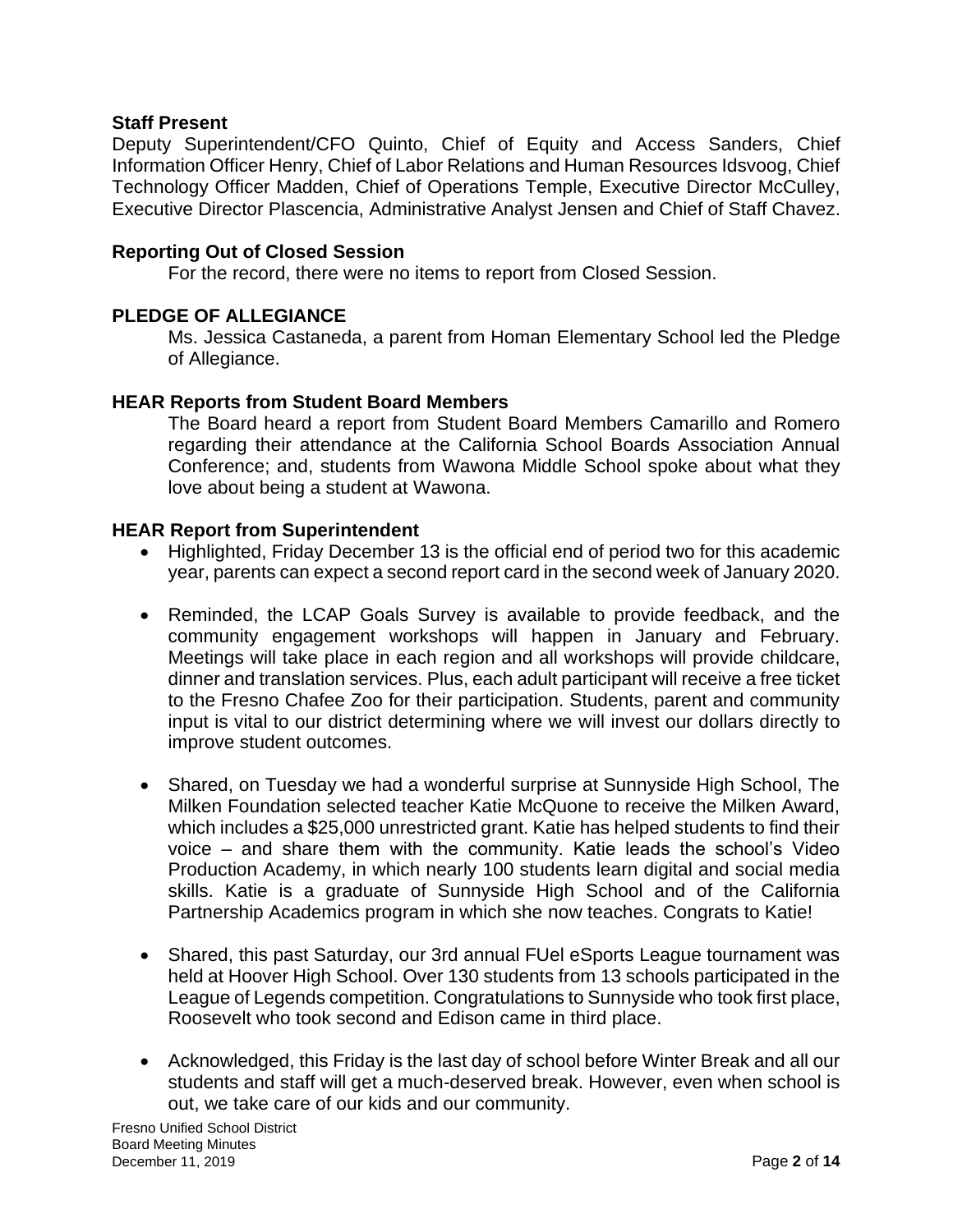**Staff Present**

Deputy Superintendent/CFO Quinto, Chief of Equity and Access Sanders, Chief Information Officer Henry, Chief of Labor Relations and Human Resources Idsvoog, Chief Technology Officer Madden, Chief of Operations Temple, Executive Director McCulley, Executive Director Plascencia, Administrative Analyst Jensen and Chief of Staff Chavez.

**Reporting Out of Closed Session**

For the record, there were no items to report from Closed Session.

**PLEDGE OF ALLEGIANCE**

Ms. Jessica Castaneda, a parent from Homan Elementary School led the Pledge of Allegiance.

**HEAR Reports from Student Board Members**

The Board heard a report from Student Board Members Camarillo and Romero regarding their attendance at the California School Boards Association Annual Conference; and, students from Wawona Middle School spoke about what they love about being a student at Wawona.

**HEAR Report from Superintendent**

- Highlighted, Friday December 13 is the official end of period two for this academic year, parents can expect a second report card in the second week of January 2020.
- Reminded, the LCAP Goals Survey is available to provide feedback, and the community engagement workshops will happen in January and February. Meetings will take place in each region and all workshops will provide childcare, dinner and translation services. Plus, each adult participant will receive a free ticket to the Fresno Chafee Zoo for their participation. Students, parent and community input is vital to our district determining where we will invest our dollars directly to improve student outcomes.
- Shared, on Tuesday we had a wonderful surprise at Sunnyside High School, The Milken Foundation selected teacher Katie McQuone to receive the Milken Award, which includes a $25,000 unrestricted grant. Katie has helped students to find their voice – and share them with the community. Katie leads the school's Video Production Academy, in which nearly 100 students learn digital and social media skills. Katie is a graduate of Sunnyside High School and of the California Partnership Academics program in which she now teaches. Congrats to Katie!
- Shared, this past Saturday, our 3rd annual FUel eSports League tournament was held at Hoover High School. Over 130 students from 13 schools participated in the League of Legends competition. Congratulations to Sunnyside who took first place, Roosevelt who took second and Edison came in third place.
- Acknowledged, this Friday is the last day of school before Winter Break and all our students and staff will get a much-deserved break. However, even when school is out, we take care of our kids and our community.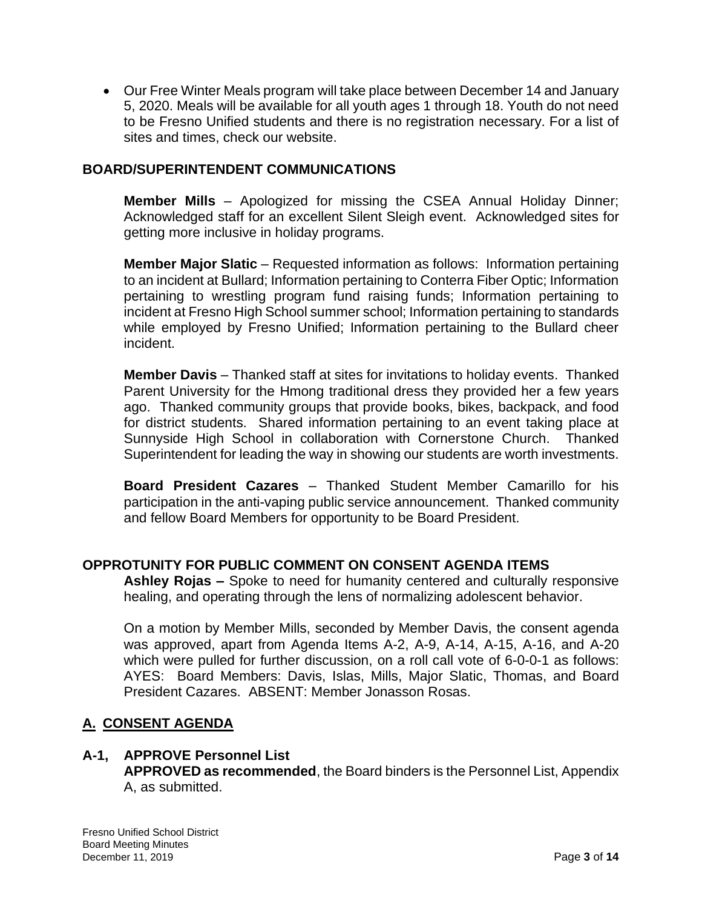- Our Free Winter Meals program will take place between December 14 and January 5, 2020. Meals will be available for all youth ages 1 through 18. Youth do not need to be Fresno Unified students and there is no registration necessary. For a list of sites and times, check our website.

## BOARD/SUPERINTENDENT COMMUNICATIONS

**Member Mills** – Apologized for missing the CSEA Annual Holiday Dinner; Acknowledged staff for an excellent Silent Sleigh event. Acknowledged sites for getting more inclusive in holiday programs.

**Member Major Slatic** – Requested information as follows: Information pertaining to an incident at Bullard; Information pertaining to Conterra Fiber Optic; Information pertaining to wrestling program fund raising funds; Information pertaining to incident at Fresno High School summer school; Information pertaining to standards while employed by Fresno Unified; Information pertaining to the Bullard cheer incident.

**Member Davis** – Thanked staff at sites for invitations to holiday events. Thanked Parent University for the Hmong traditional dress they provided her a few years ago. Thanked community groups that provide books, bikes, backpack, and food for district students. Shared information pertaining to an event taking place at Sunnyside High School in collaboration with Cornerstone Church. Thanked Superintendent for leading the way in showing our students are worth investments.

**Board President Cazares** – Thanked Student Member Camarillo for his participation in the anti-vaping public service announcement. Thanked community and fellow Board Members for opportunity to be Board President.

## OPPROTUNITY FOR PUBLIC COMMENT ON CONSENT AGENDA ITEMS

**Ashley Rojas –** Spoke to need for humanity centered and culturally responsive healing, and operating through the lens of normalizing adolescent behavior.

On a motion by Member Mills, seconded by Member Davis, the consent agenda was approved, apart from Agenda Items A-2, A-9, A-14, A-15, A-16, and A-20 which were pulled for further discussion, on a roll call vote of 6-0-0-1 as follows: AYES: Board Members: Davis, Islas, Mills, Major Slatic, Thomas, and Board President Cazares. ABSENT: Member Jonasson Rosas.

## A. CONSENT AGENDA

### A-1, APPROVE Personnel List

**APPROVED as recommended**, the Board binders is the Personnel List, Appendix A, as submitted.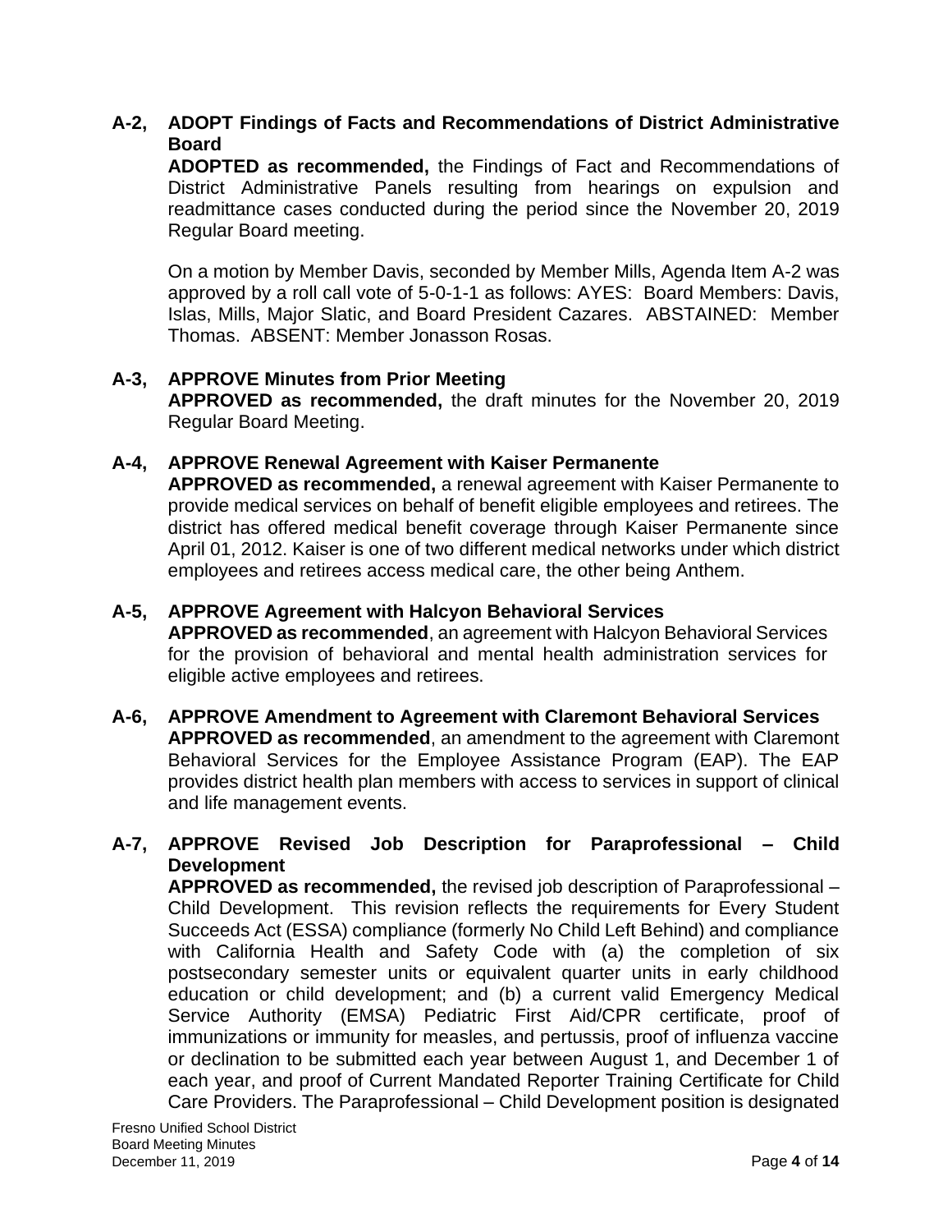**A-2, ADOPT Findings of Facts and Recommendations of District Administrative Board**

**ADOPTED as recommended,** the Findings of Fact and Recommendations of District Administrative Panels resulting from hearings on expulsion and readmittance cases conducted during the period since the November 20, 2019 Regular Board meeting.

On a motion by Member Davis, seconded by Member Mills, Agenda Item A-2 was approved by a roll call vote of 5-0-1-1 as follows: AYES: Board Members: Davis, Islas, Mills, Major Slatic, and Board President Cazares. ABSTAINED: Member Thomas. ABSENT: Member Jonasson Rosas.

**A-3, APPROVE Minutes from Prior Meeting**

**APPROVED as recommended,** the draft minutes for the November 20, 2019 Regular Board Meeting.

**A-4, APPROVE Renewal Agreement with Kaiser Permanente**

**APPROVED as recommended,** a renewal agreement with Kaiser Permanente to provide medical services on behalf of benefit eligible employees and retirees. The district has offered medical benefit coverage through Kaiser Permanente since April 01, 2012. Kaiser is one of two different medical networks under which district employees and retirees access medical care, the other being Anthem.

**A-5, APPROVE Agreement with Halcyon Behavioral Services**

**APPROVED as recommended**, an agreement with Halcyon Behavioral Services for the provision of behavioral and mental health administration services for eligible active employees and retirees.

**A-6, APPROVE Amendment to Agreement with Claremont Behavioral Services**

**APPROVED as recommended**, an amendment to the agreement with Claremont Behavioral Services for the Employee Assistance Program (EAP). The EAP provides district health plan members with access to services in support of clinical and life management events.

**A-7, APPROVE Revised Job Description for Paraprofessional – Child Development**

**APPROVED as recommended,** the revised job description of Paraprofessional – Child Development. This revision reflects the requirements for Every Student Succeeds Act (ESSA) compliance (formerly No Child Left Behind) and compliance with California Health and Safety Code with (a) the completion of six postsecondary semester units or equivalent quarter units in early childhood education or child development; and (b) a current valid Emergency Medical Service Authority (EMSA) Pediatric First Aid/CPR certificate, proof of immunizations or immunity for measles, and pertussis, proof of influenza vaccine or declination to be submitted each year between August 1, and December 1 of each year, and proof of Current Mandated Reporter Training Certificate for Child Care Providers. The Paraprofessional – Child Development position is designated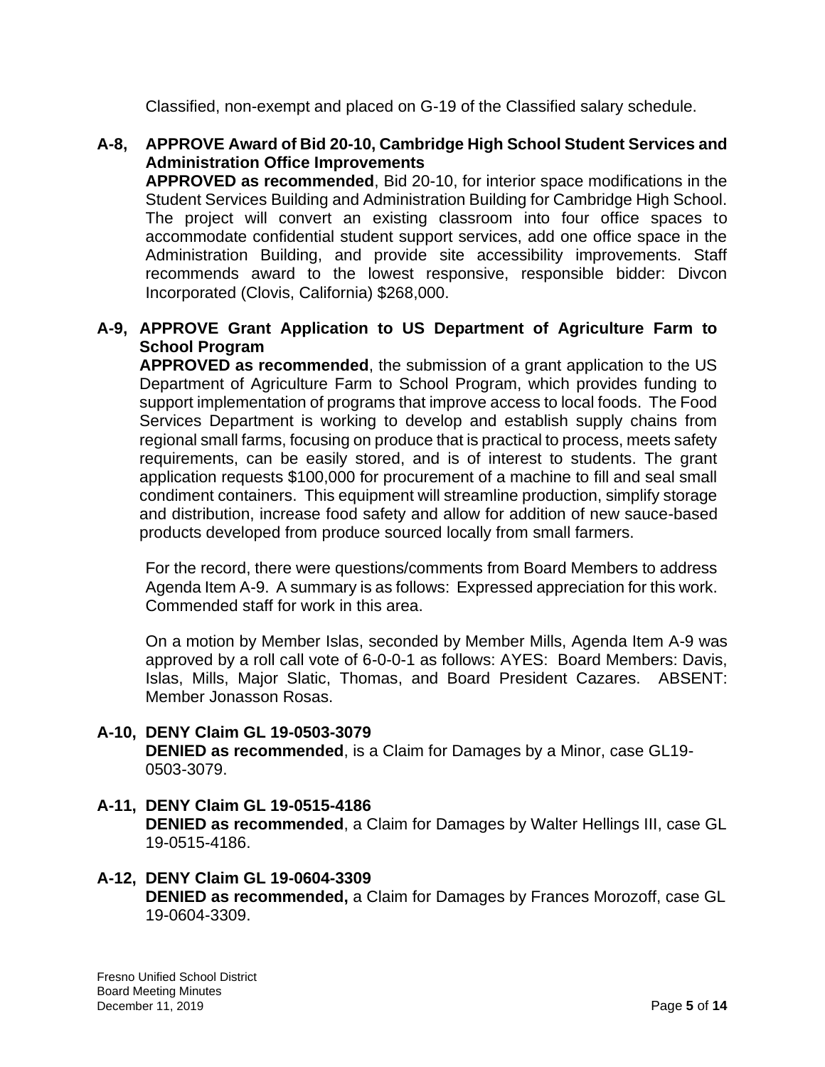Classified, non-exempt and placed on G-19 of the Classified salary schedule.

**A-8, APPROVE Award of Bid 20-10, Cambridge High School Student Services and Administration Office Improvements**

**APPROVED as recommended**, Bid 20-10, for interior space modifications in the Student Services Building and Administration Building for Cambridge High School. The project will convert an existing classroom into four office spaces to accommodate confidential student support services, add one office space in the Administration Building, and provide site accessibility improvements. Staff recommends award to the lowest responsive, responsible bidder: Divcon Incorporated (Clovis, California) $268,000.

**A-9, APPROVE Grant Application to US Department of Agriculture Farm to School Program**

**APPROVED as recommended**, the submission of a grant application to the US Department of Agriculture Farm to School Program, which provides funding to support implementation of programs that improve access to local foods. The Food Services Department is working to develop and establish supply chains from regional small farms, focusing on produce that is practical to process, meets safety requirements, can be easily stored, and is of interest to students. The grant application requests $100,000 for procurement of a machine to fill and seal small condiment containers. This equipment will streamline production, simplify storage and distribution, increase food safety and allow for addition of new sauce-based products developed from produce sourced locally from small farmers.

For the record, there were questions/comments from Board Members to address Agenda Item A-9. A summary is as follows: Expressed appreciation for this work. Commended staff for work in this area.

On a motion by Member Islas, seconded by Member Mills, Agenda Item A-9 was approved by a roll call vote of 6-0-0-1 as follows: AYES: Board Members: Davis, Islas, Mills, Major Slatic, Thomas, and Board President Cazares. ABSENT: Member Jonasson Rosas.

**A-10, DENY Claim GL 19-0503-3079**

**DENIED as recommended**, is a Claim for Damages by a Minor, case GL19-0503-3079.

**A-11, DENY Claim GL 19-0515-4186**

**DENIED as recommended**, a Claim for Damages by Walter Hellings III, case GL 19-0515-4186.

**A-12, DENY Claim GL 19-0604-3309**

**DENIED as recommended,** a Claim for Damages by Frances Morozoff, case GL 19-0604-3309.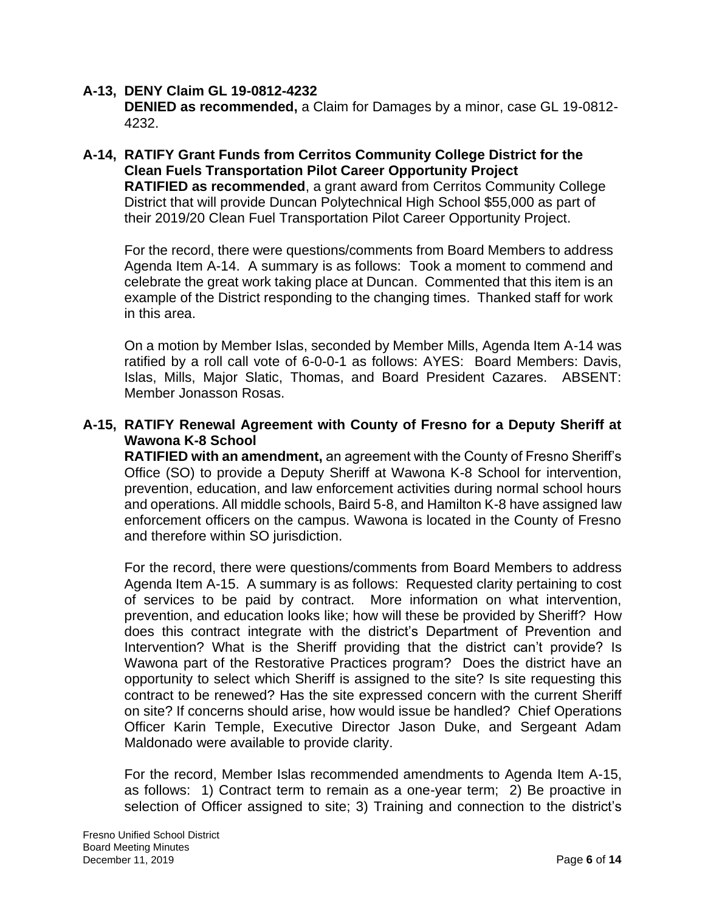**A-13, DENY Claim GL 19-0812-4232**

**DENIED as recommended,** a Claim for Damages by a minor, case GL 19-0812-4232.

**A-14, RATIFY Grant Funds from Cerritos Community College District for the Clean Fuels Transportation Pilot Career Opportunity Project**

**RATIFIED as recommended**, a grant award from Cerritos Community College District that will provide Duncan Polytechnical High School $55,000 as part of their 2019/20 Clean Fuel Transportation Pilot Career Opportunity Project.

For the record, there were questions/comments from Board Members to address Agenda Item A-14. A summary is as follows: Took a moment to commend and celebrate the great work taking place at Duncan. Commented that this item is an example of the District responding to the changing times. Thanked staff for work in this area.

On a motion by Member Islas, seconded by Member Mills, Agenda Item A-14 was ratified by a roll call vote of 6-0-0-1 as follows: AYES: Board Members: Davis, Islas, Mills, Major Slatic, Thomas, and Board President Cazares. ABSENT: Member Jonasson Rosas.

**A-15, RATIFY Renewal Agreement with County of Fresno for a Deputy Sheriff at Wawona K-8 School**

**RATIFIED with an amendment,** an agreement with the County of Fresno Sheriff's Office (SO) to provide a Deputy Sheriff at Wawona K-8 School for intervention, prevention, education, and law enforcement activities during normal school hours and operations. All middle schools, Baird 5-8, and Hamilton K-8 have assigned law enforcement officers on the campus. Wawona is located in the County of Fresno and therefore within SO jurisdiction.

For the record, there were questions/comments from Board Members to address Agenda Item A-15. A summary is as follows: Requested clarity pertaining to cost of services to be paid by contract. More information on what intervention, prevention, and education looks like; how will these be provided by Sheriff? How does this contract integrate with the district's Department of Prevention and Intervention? What is the Sheriff providing that the district can't provide? Is Wawona part of the Restorative Practices program? Does the district have an opportunity to select which Sheriff is assigned to the site? Is site requesting this contract to be renewed? Has the site expressed concern with the current Sheriff on site? If concerns should arise, how would issue be handled? Chief Operations Officer Karin Temple, Executive Director Jason Duke, and Sergeant Adam Maldonado were available to provide clarity.

For the record, Member Islas recommended amendments to Agenda Item A-15, as follows: 1) Contract term to remain as a one-year term; 2) Be proactive in selection of Officer assigned to site; 3) Training and connection to the district's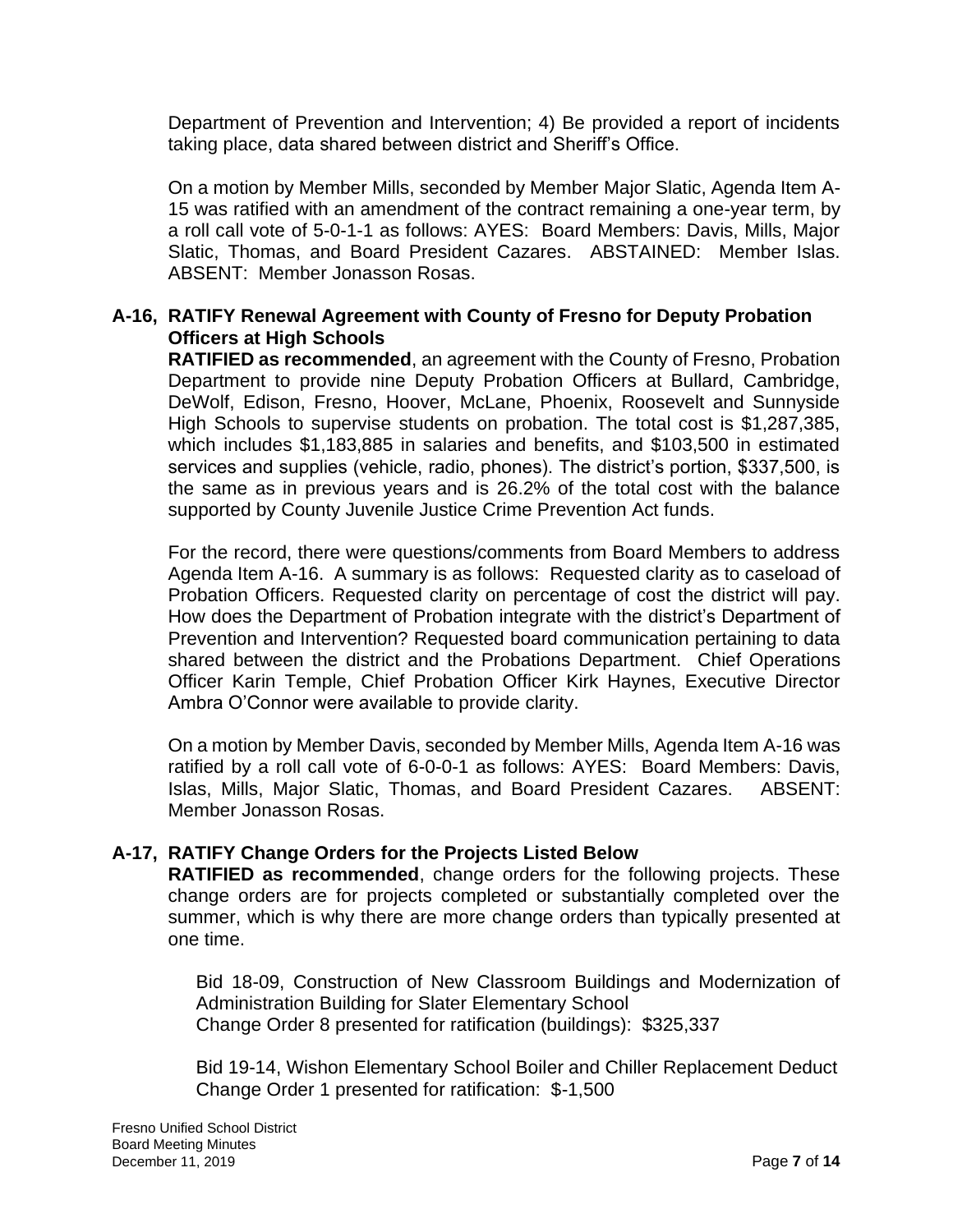Department of Prevention and Intervention; 4) Be provided a report of incidents taking place, data shared between district and Sheriff's Office.

On a motion by Member Mills, seconded by Member Major Slatic, Agenda Item A-15 was ratified with an amendment of the contract remaining a one-year term, by a roll call vote of 5-0-1-1 as follows: AYES: Board Members: Davis, Mills, Major Slatic, Thomas, and Board President Cazares. ABSTAINED: Member Islas. ABSENT: Member Jonasson Rosas.

### A-16, RATIFY Renewal Agreement with County of Fresno for Deputy Probation Officers at High Schools

**RATIFIED as recommended**, an agreement with the County of Fresno, Probation Department to provide nine Deputy Probation Officers at Bullard, Cambridge, DeWolf, Edison, Fresno, Hoover, McLane, Phoenix, Roosevelt and Sunnyside High Schools to supervise students on probation. The total cost is $1,287,385, which includes $1,183,885 in salaries and benefits, and $103,500 in estimated services and supplies (vehicle, radio, phones). The district's portion, $337,500, is the same as in previous years and is 26.2% of the total cost with the balance supported by County Juvenile Justice Crime Prevention Act funds.

For the record, there were questions/comments from Board Members to address Agenda Item A-16. A summary is as follows: Requested clarity as to caseload of Probation Officers. Requested clarity on percentage of cost the district will pay. How does the Department of Probation integrate with the district's Department of Prevention and Intervention? Requested board communication pertaining to data shared between the district and the Probations Department. Chief Operations Officer Karin Temple, Chief Probation Officer Kirk Haynes, Executive Director Ambra O'Connor were available to provide clarity.

On a motion by Member Davis, seconded by Member Mills, Agenda Item A-16 was ratified by a roll call vote of 6-0-0-1 as follows: AYES: Board Members: Davis, Islas, Mills, Major Slatic, Thomas, and Board President Cazares. ABSENT: Member Jonasson Rosas.

### A-17, RATIFY Change Orders for the Projects Listed Below

**RATIFIED as recommended**, change orders for the following projects. These change orders are for projects completed or substantially completed over the summer, which is why there are more change orders than typically presented at one time.

Bid 18-09, Construction of New Classroom Buildings and Modernization of Administration Building for Slater Elementary School
Change Order 8 presented for ratification (buildings): $325,337

Bid 19-14, Wishon Elementary School Boiler and Chiller Replacement Deduct
Change Order 1 presented for ratification: $-1,500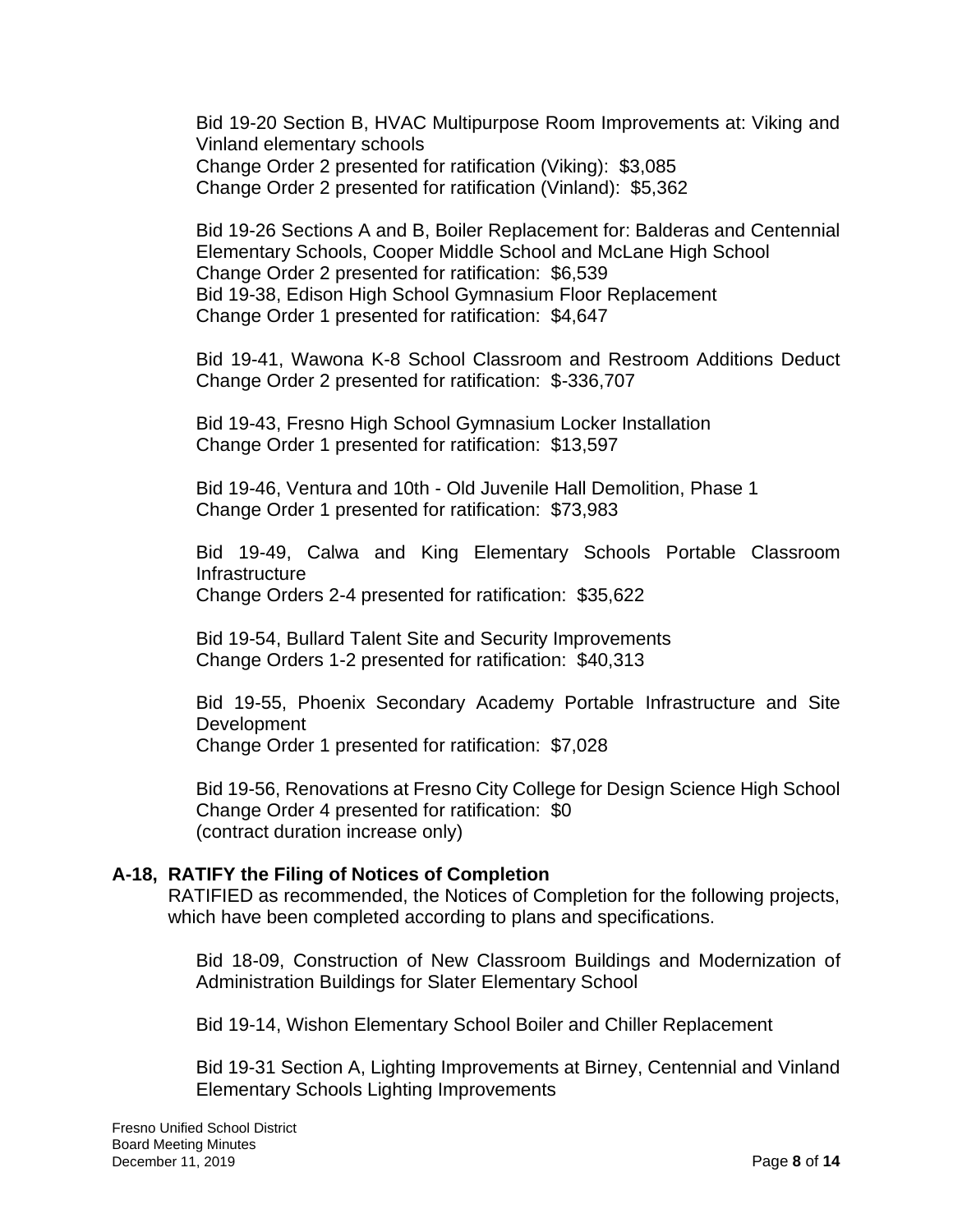Bid 19-20 Section B, HVAC Multipurpose Room Improvements at: Viking and Vinland elementary schools
Change Order 2 presented for ratification (Viking): $3,085
Change Order 2 presented for ratification (Vinland): $5,362

Bid 19-26 Sections A and B, Boiler Replacement for: Balderas and Centennial Elementary Schools, Cooper Middle School and McLane High School
Change Order 2 presented for ratification: $6,539
Bid 19-38, Edison High School Gymnasium Floor Replacement
Change Order 1 presented for ratification: $4,647

Bid 19-41, Wawona K-8 School Classroom and Restroom Additions Deduct
Change Order 2 presented for ratification: $-336,707

Bid 19-43, Fresno High School Gymnasium Locker Installation
Change Order 1 presented for ratification: $13,597

Bid 19-46, Ventura and 10th - Old Juvenile Hall Demolition, Phase 1
Change Order 1 presented for ratification: $73,983

Bid 19-49, Calwa and King Elementary Schools Portable Classroom Infrastructure
Change Orders 2-4 presented for ratification: $35,622

Bid 19-54, Bullard Talent Site and Security Improvements
Change Orders 1-2 presented for ratification: $40,313

Bid 19-55, Phoenix Secondary Academy Portable Infrastructure and Site Development
Change Order 1 presented for ratification: $7,028

Bid 19-56, Renovations at Fresno City College for Design Science High School
Change Order 4 presented for ratification: $0
(contract duration increase only)

**A-18, RATIFY the Filing of Notices of Completion**
RATIFIED as recommended, the Notices of Completion for the following projects, which have been completed according to plans and specifications.

Bid 18-09, Construction of New Classroom Buildings and Modernization of Administration Buildings for Slater Elementary School

Bid 19-14, Wishon Elementary School Boiler and Chiller Replacement

Bid 19-31 Section A, Lighting Improvements at Birney, Centennial and Vinland Elementary Schools Lighting Improvements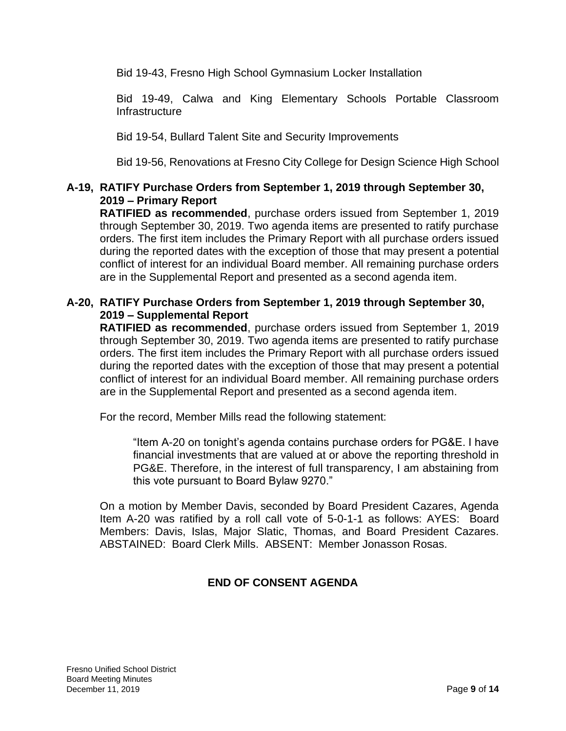Bid 19-43, Fresno High School Gymnasium Locker Installation

Bid 19-49, Calwa and King Elementary Schools Portable Classroom Infrastructure

Bid 19-54, Bullard Talent Site and Security Improvements

Bid 19-56, Renovations at Fresno City College for Design Science High School

**A-19, RATIFY Purchase Orders from September 1, 2019 through September 30, 2019 – Primary Report**

**RATIFIED as recommended**, purchase orders issued from September 1, 2019 through September 30, 2019. Two agenda items are presented to ratify purchase orders. The first item includes the Primary Report with all purchase orders issued during the reported dates with the exception of those that may present a potential conflict of interest for an individual Board member. All remaining purchase orders are in the Supplemental Report and presented as a second agenda item.

**A-20, RATIFY Purchase Orders from September 1, 2019 through September 30, 2019 – Supplemental Report**

**RATIFIED as recommended**, purchase orders issued from September 1, 2019 through September 30, 2019. Two agenda items are presented to ratify purchase orders. The first item includes the Primary Report with all purchase orders issued during the reported dates with the exception of those that may present a potential conflict of interest for an individual Board member. All remaining purchase orders are in the Supplemental Report and presented as a second agenda item.

For the record, Member Mills read the following statement:

> "Item A-20 on tonight's agenda contains purchase orders for PG&E. I have financial investments that are valued at or above the reporting threshold in PG&E. Therefore, in the interest of full transparency, I am abstaining from this vote pursuant to Board Bylaw 9270."

On a motion by Member Davis, seconded by Board President Cazares, Agenda Item A-20 was ratified by a roll call vote of 5-0-1-1 as follows: AYES: Board Members: Davis, Islas, Major Slatic, Thomas, and Board President Cazares. ABSTAINED: Board Clerk Mills. ABSENT: Member Jonasson Rosas.

**END OF CONSENT AGENDA**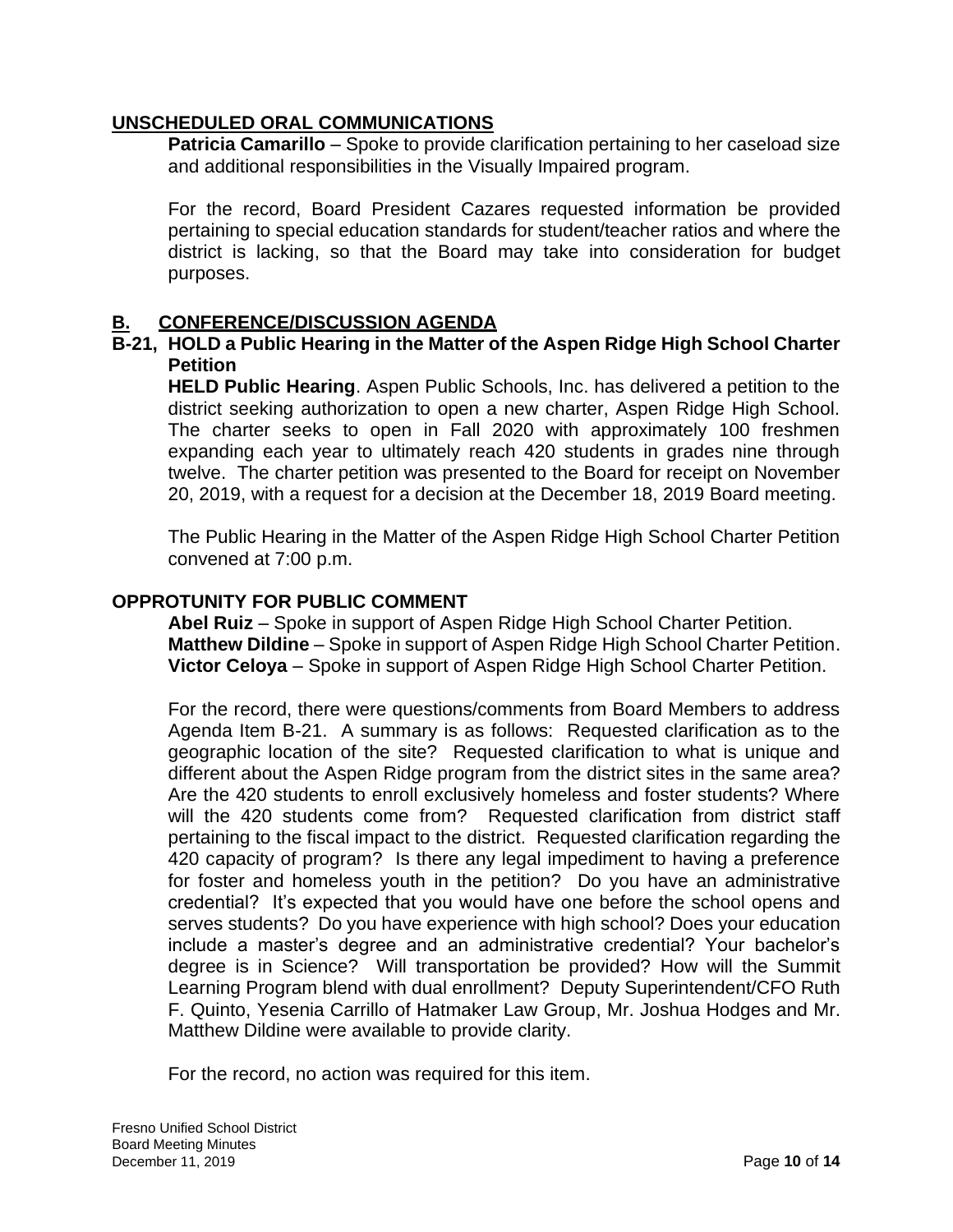## UNSCHEDULED ORAL COMMUNICATIONS

**Patricia Camarillo** – Spoke to provide clarification pertaining to her caseload size and additional responsibilities in the Visually Impaired program.

For the record, Board President Cazares requested information be provided pertaining to special education standards for student/teacher ratios and where the district is lacking, so that the Board may take into consideration for budget purposes.

## B. CONFERENCE/DISCUSSION AGENDA

### B-21, HOLD a Public Hearing in the Matter of the Aspen Ridge High School Charter Petition

**HELD Public Hearing**. Aspen Public Schools, Inc. has delivered a petition to the district seeking authorization to open a new charter, Aspen Ridge High School. The charter seeks to open in Fall 2020 with approximately 100 freshmen expanding each year to ultimately reach 420 students in grades nine through twelve. The charter petition was presented to the Board for receipt on November 20, 2019, with a request for a decision at the December 18, 2019 Board meeting.

The Public Hearing in the Matter of the Aspen Ridge High School Charter Petition convened at 7:00 p.m.

## OPPROTUNITY FOR PUBLIC COMMENT

**Abel Ruiz** – Spoke in support of Aspen Ridge High School Charter Petition.
**Matthew Dildine** – Spoke in support of Aspen Ridge High School Charter Petition.
**Victor Celoya** – Spoke in support of Aspen Ridge High School Charter Petition.

For the record, there were questions/comments from Board Members to address Agenda Item B-21. A summary is as follows: Requested clarification as to the geographic location of the site? Requested clarification to what is unique and different about the Aspen Ridge program from the district sites in the same area? Are the 420 students to enroll exclusively homeless and foster students? Where will the 420 students come from? Requested clarification from district staff pertaining to the fiscal impact to the district. Requested clarification regarding the 420 capacity of program? Is there any legal impediment to having a preference for foster and homeless youth in the petition? Do you have an administrative credential? It's expected that you would have one before the school opens and serves students? Do you have experience with high school? Does your education include a master's degree and an administrative credential? Your bachelor's degree is in Science? Will transportation be provided? How will the Summit Learning Program blend with dual enrollment? Deputy Superintendent/CFO Ruth F. Quinto, Yesenia Carrillo of Hatmaker Law Group, Mr. Joshua Hodges and Mr. Matthew Dildine were available to provide clarity.

For the record, no action was required for this item.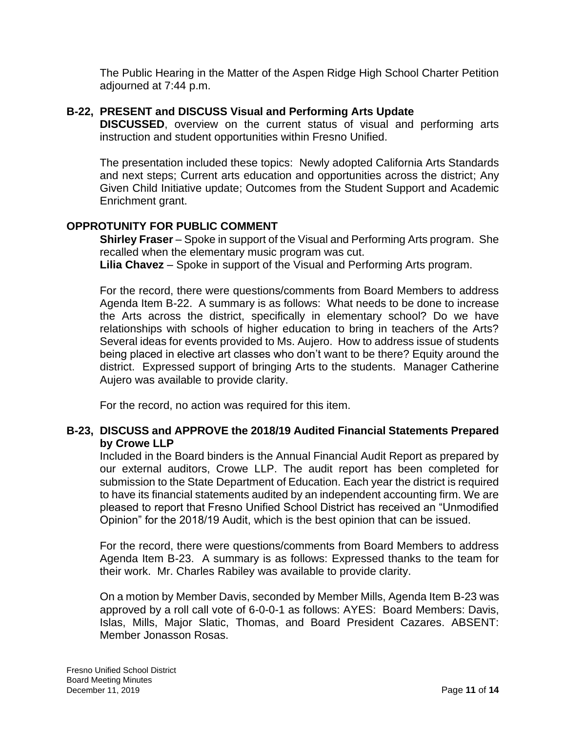The Public Hearing in the Matter of the Aspen Ridge High School Charter Petition adjourned at 7:44 p.m.

### B-22, PRESENT and DISCUSS Visual and Performing Arts Update

**DISCUSSED**, overview on the current status of visual and performing arts instruction and student opportunities within Fresno Unified.

The presentation included these topics: Newly adopted California Arts Standards and next steps; Current arts education and opportunities across the district; Any Given Child Initiative update; Outcomes from the Student Support and Academic Enrichment grant.

### OPPROTUNITY FOR PUBLIC COMMENT

**Shirley Fraser** – Spoke in support of the Visual and Performing Arts program. She recalled when the elementary music program was cut.
**Lilia Chavez** – Spoke in support of the Visual and Performing Arts program.

For the record, there were questions/comments from Board Members to address Agenda Item B-22. A summary is as follows: What needs to be done to increase the Arts across the district, specifically in elementary school? Do we have relationships with schools of higher education to bring in teachers of the Arts? Several ideas for events provided to Ms. Aujero. How to address issue of students being placed in elective art classes who don't want to be there? Equity around the district. Expressed support of bringing Arts to the students. Manager Catherine Aujero was available to provide clarity.

For the record, no action was required for this item.

### B-23, DISCUSS and APPROVE the 2018/19 Audited Financial Statements Prepared by Crowe LLP

Included in the Board binders is the Annual Financial Audit Report as prepared by our external auditors, Crowe LLP. The audit report has been completed for submission to the State Department of Education. Each year the district is required to have its financial statements audited by an independent accounting firm. We are pleased to report that Fresno Unified School District has received an "Unmodified Opinion" for the 2018/19 Audit, which is the best opinion that can be issued.

For the record, there were questions/comments from Board Members to address Agenda Item B-23. A summary is as follows: Expressed thanks to the team for their work. Mr. Charles Rabiley was available to provide clarity.

On a motion by Member Davis, seconded by Member Mills, Agenda Item B-23 was approved by a roll call vote of 6-0-0-1 as follows: AYES: Board Members: Davis, Islas, Mills, Major Slatic, Thomas, and Board President Cazares. ABSENT: Member Jonasson Rosas.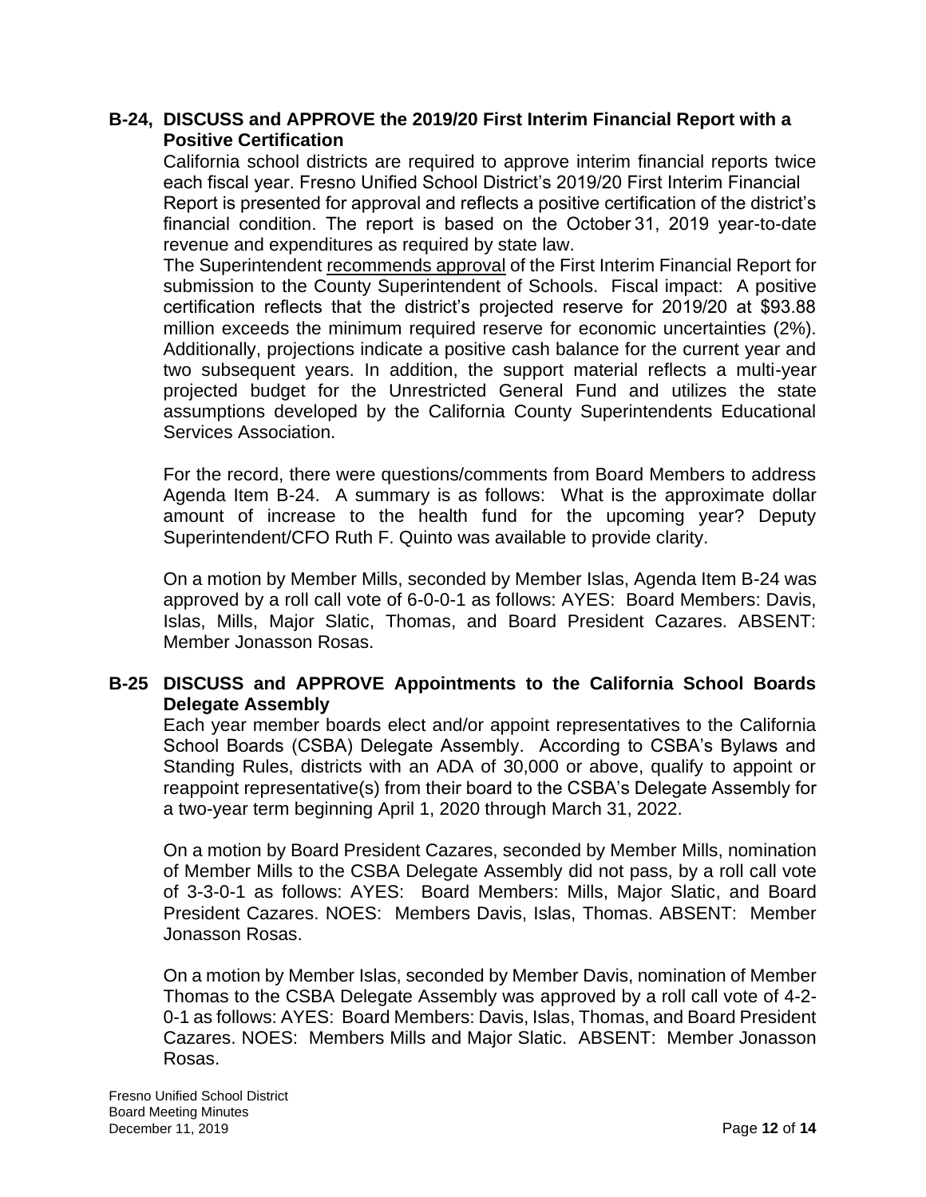**B-24, DISCUSS and APPROVE the 2019/20 First Interim Financial Report with a Positive Certification**

California school districts are required to approve interim financial reports twice each fiscal year. Fresno Unified School District's 2019/20 First Interim Financial Report is presented for approval and reflects a positive certification of the district's financial condition. The report is based on the October 31, 2019 year-to-date revenue and expenditures as required by state law.

The Superintendent recommends approval of the First Interim Financial Report for submission to the County Superintendent of Schools. Fiscal impact: A positive certification reflects that the district's projected reserve for 2019/20 at $93.88 million exceeds the minimum required reserve for economic uncertainties (2%). Additionally, projections indicate a positive cash balance for the current year and two subsequent years. In addition, the support material reflects a multi-year projected budget for the Unrestricted General Fund and utilizes the state assumptions developed by the California County Superintendents Educational Services Association.

For the record, there were questions/comments from Board Members to address Agenda Item B-24. A summary is as follows: What is the approximate dollar amount of increase to the health fund for the upcoming year? Deputy Superintendent/CFO Ruth F. Quinto was available to provide clarity.

On a motion by Member Mills, seconded by Member Islas, Agenda Item B-24 was approved by a roll call vote of 6-0-0-1 as follows: AYES: Board Members: Davis, Islas, Mills, Major Slatic, Thomas, and Board President Cazares. ABSENT: Member Jonasson Rosas.

**B-25 DISCUSS and APPROVE Appointments to the California School Boards Delegate Assembly**

Each year member boards elect and/or appoint representatives to the California School Boards (CSBA) Delegate Assembly. According to CSBA's Bylaws and Standing Rules, districts with an ADA of 30,000 or above, qualify to appoint or reappoint representative(s) from their board to the CSBA's Delegate Assembly for a two-year term beginning April 1, 2020 through March 31, 2022.

On a motion by Board President Cazares, seconded by Member Mills, nomination of Member Mills to the CSBA Delegate Assembly did not pass, by a roll call vote of 3-3-0-1 as follows: AYES: Board Members: Mills, Major Slatic, and Board President Cazares. NOES: Members Davis, Islas, Thomas. ABSENT: Member Jonasson Rosas.

On a motion by Member Islas, seconded by Member Davis, nomination of Member Thomas to the CSBA Delegate Assembly was approved by a roll call vote of 4-2-0-1 as follows: AYES: Board Members: Davis, Islas, Thomas, and Board President Cazares. NOES: Members Mills and Major Slatic. ABSENT: Member Jonasson Rosas.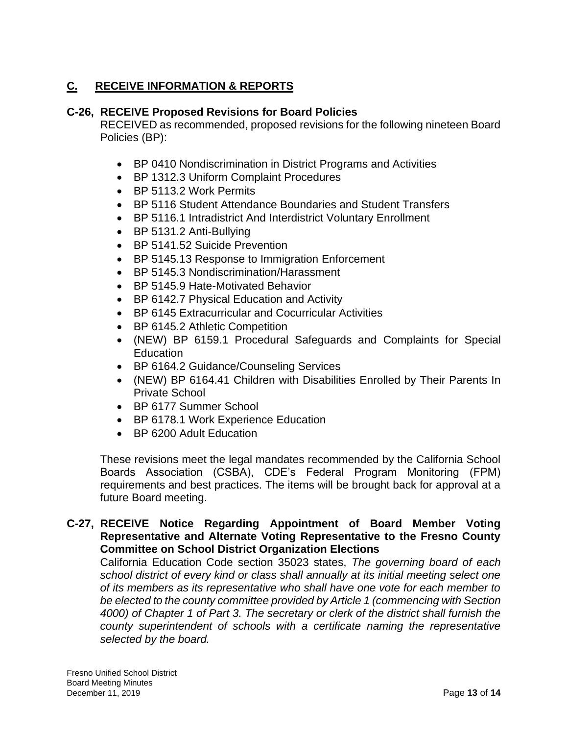## C. RECEIVE INFORMATION & REPORTS

**C-26, RECEIVE Proposed Revisions for Board Policies**

RECEIVED as recommended, proposed revisions for the following nineteen Board Policies (BP):

- BP 0410 Nondiscrimination in District Programs and Activities
- BP 1312.3 Uniform Complaint Procedures
- BP 5113.2 Work Permits
- BP 5116 Student Attendance Boundaries and Student Transfers
- BP 5116.1 Intradistrict And Interdistrict Voluntary Enrollment
- BP 5131.2 Anti-Bullying
- BP 5141.52 Suicide Prevention
- BP 5145.13 Response to Immigration Enforcement
- BP 5145.3 Nondiscrimination/Harassment
- BP 5145.9 Hate-Motivated Behavior
- BP 6142.7 Physical Education and Activity
- BP 6145 Extracurricular and Cocurricular Activities
- BP 6145.2 Athletic Competition
- (NEW) BP 6159.1 Procedural Safeguards and Complaints for Special Education
- BP 6164.2 Guidance/Counseling Services
- (NEW) BP 6164.41 Children with Disabilities Enrolled by Their Parents In Private School
- BP 6177 Summer School
- BP 6178.1 Work Experience Education
- BP 6200 Adult Education

These revisions meet the legal mandates recommended by the California School Boards Association (CSBA), CDE's Federal Program Monitoring (FPM) requirements and best practices. The items will be brought back for approval at a future Board meeting.

**C-27, RECEIVE Notice Regarding Appointment of Board Member Voting Representative and Alternate Voting Representative to the Fresno County Committee on School District Organization Elections**

California Education Code section 35023 states, *The governing board of each school district of every kind or class shall annually at its initial meeting select one of its members as its representative who shall have one vote for each member to be elected to the county committee provided by Article 1 (commencing with Section 4000) of Chapter 1 of Part 3. The secretary or clerk of the district shall furnish the county superintendent of schools with a certificate naming the representative selected by the board.*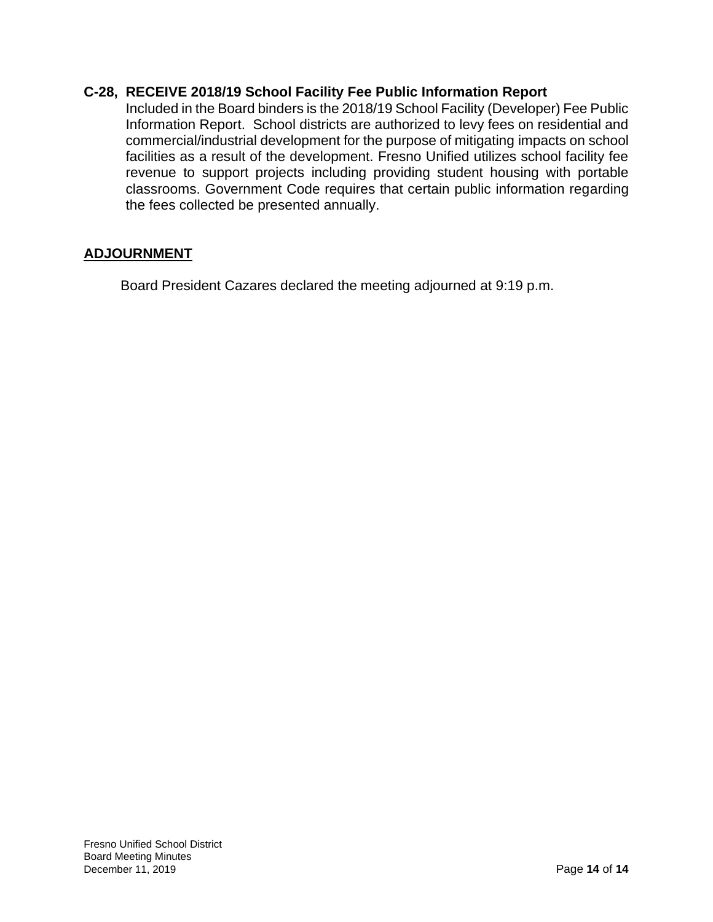**C-28, RECEIVE 2018/19 School Facility Fee Public Information Report**

Included in the Board binders is the 2018/19 School Facility (Developer) Fee Public Information Report. School districts are authorized to levy fees on residential and commercial/industrial development for the purpose of mitigating impacts on school facilities as a result of the development. Fresno Unified utilizes school facility fee revenue to support projects including providing student housing with portable classrooms. Government Code requires that certain public information regarding the fees collected be presented annually.

## ADJOURNMENT

Board President Cazares declared the meeting adjourned at 9:19 p.m.